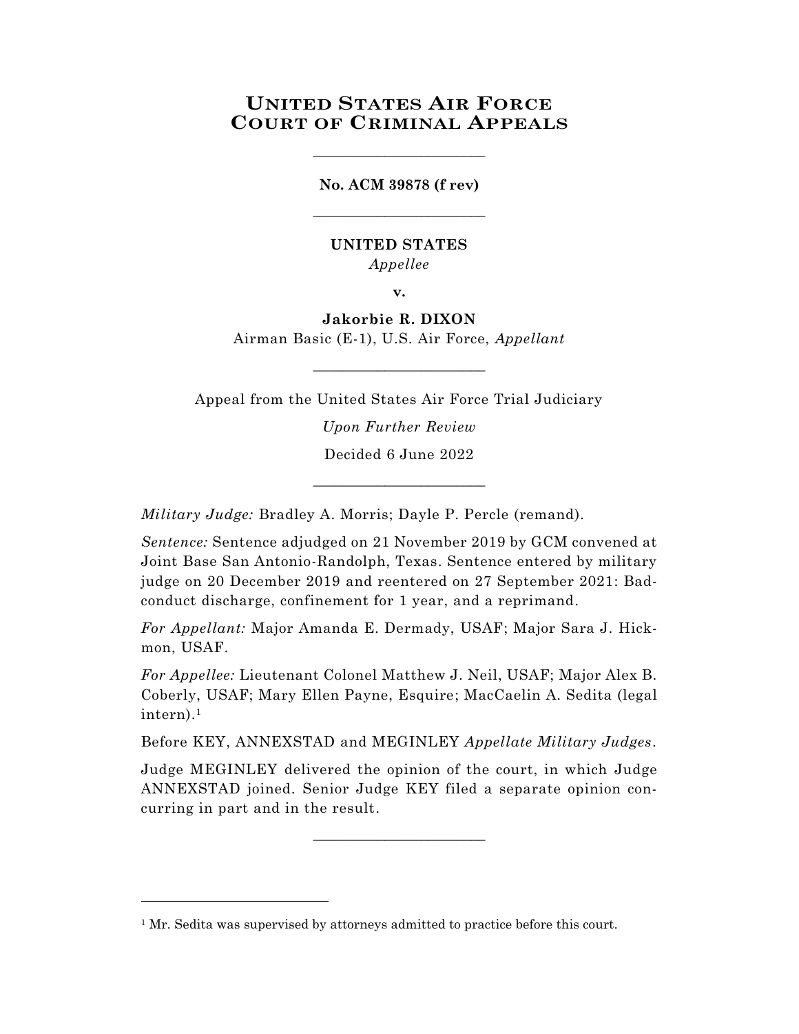# UNITED STATES AIR FORCE COURT OF CRIMINAL APPEALS

---

**No. ACM 39878 (f rev)**

---

**UNITED STATES**

*Appellee*

**v.**

**Jakorbie R. DIXON**

Airman Basic (E-1), U.S. Air Force, *Appellant*

---

Appeal from the United States Air Force Trial Judiciary

*Upon Further Review*

Decided 6 June 2022

---

*Military Judge:* Bradley A. Morris; Dayle P. Percle (remand).

*Sentence:* Sentence adjudged on 21 November 2019 by GCM convened at Joint Base San Antonio-Randolph, Texas. Sentence entered by military judge on 20 December 2019 and reentered on 27 September 2021: Bad-conduct discharge, confinement for 1 year, and a reprimand.

*For Appellant:* Major Amanda E. Dermady, USAF; Major Sara J. Hickmon, USAF.

*For Appellee:* Lieutenant Colonel Matthew J. Neil, USAF; Major Alex B. Coberly, USAF; Mary Ellen Payne, Esquire; MacCaelin A. Sedita (legal intern).[1]

Before KEY, ANNEXSTAD and MEGINLEY *Appellate Military Judges*.

Judge MEGINLEY delivered the opinion of the court, in which Judge ANNEXSTAD joined. Senior Judge KEY filed a separate opinion concurring in part and in the result.

---

[1] Mr. Sedita was supervised by attorneys admitted to practice before this court.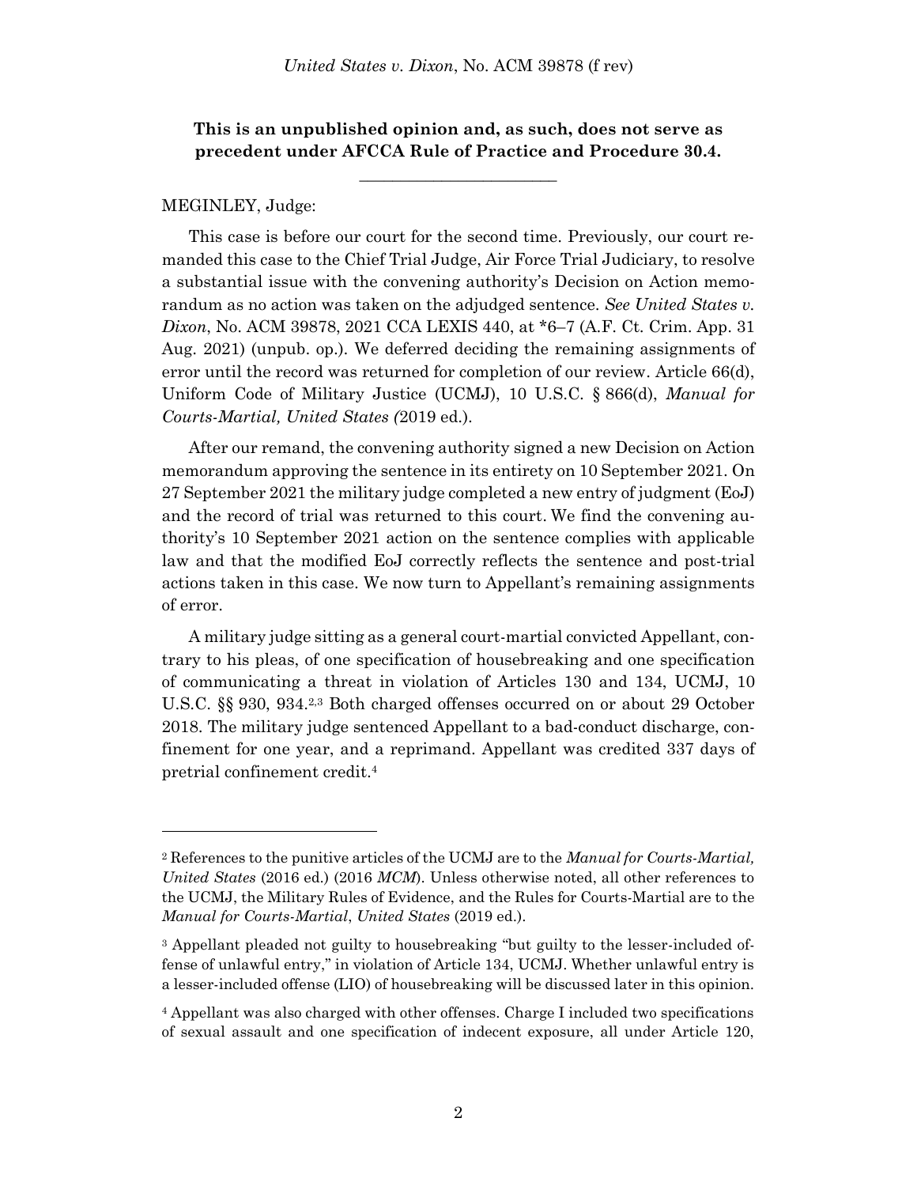**This is an unpublished opinion and, as such, does not serve as precedent under AFCCA Rule of Practice and Procedure 30.4.**

________________________

MEGINLEY, Judge:

This case is before our court for the second time. Previously, our court remanded this case to the Chief Trial Judge, Air Force Trial Judiciary, to resolve a substantial issue with the convening authority's Decision on Action memorandum as no action was taken on the adjudged sentence. *See United States v. Dixon*, No. ACM 39878, 2021 CCA LEXIS 440, at *6–7 (A.F. Ct. Crim. App. 31 Aug. 2021) (unpub. op.). We deferred deciding the remaining assignments of error until the record was returned for completion of our review. Article 66(d), Uniform Code of Military Justice (UCMJ), 10 U.S.C. § 866(d), *Manual for Courts-Martial, United States (*2019 ed.).

After our remand, the convening authority signed a new Decision on Action memorandum approving the sentence in its entirety on 10 September 2021. On 27 September 2021 the military judge completed a new entry of judgment (EoJ) and the record of trial was returned to this court. We find the convening authority's 10 September 2021 action on the sentence complies with applicable law and that the modified EoJ correctly reflects the sentence and post-trial actions taken in this case. We now turn to Appellant's remaining assignments of error.

A military judge sitting as a general court-martial convicted Appellant, contrary to his pleas, of one specification of housebreaking and one specification of communicating a threat in violation of Articles 130 and 134, UCMJ, 10 U.S.C. §§ 930, 934.[2,3] Both charged offenses occurred on or about 29 October 2018. The military judge sentenced Appellant to a bad-conduct discharge, confinement for one year, and a reprimand. Appellant was credited 337 days of pretrial confinement credit.[4]

---

[2] References to the punitive articles of the UCMJ are to the *Manual for Courts-Martial, United States* (2016 ed.) (2016 *MCM*). Unless otherwise noted, all other references to the UCMJ, the Military Rules of Evidence, and the Rules for Courts-Martial are to the *Manual for Courts-Martial*, *United States* (2019 ed.).

[3] Appellant pleaded not guilty to housebreaking "but guilty to the lesser-included offense of unlawful entry," in violation of Article 134, UCMJ. Whether unlawful entry is a lesser-included offense (LIO) of housebreaking will be discussed later in this opinion.

[4] Appellant was also charged with other offenses. Charge I included two specifications of sexual assault and one specification of indecent exposure, all under Article 120,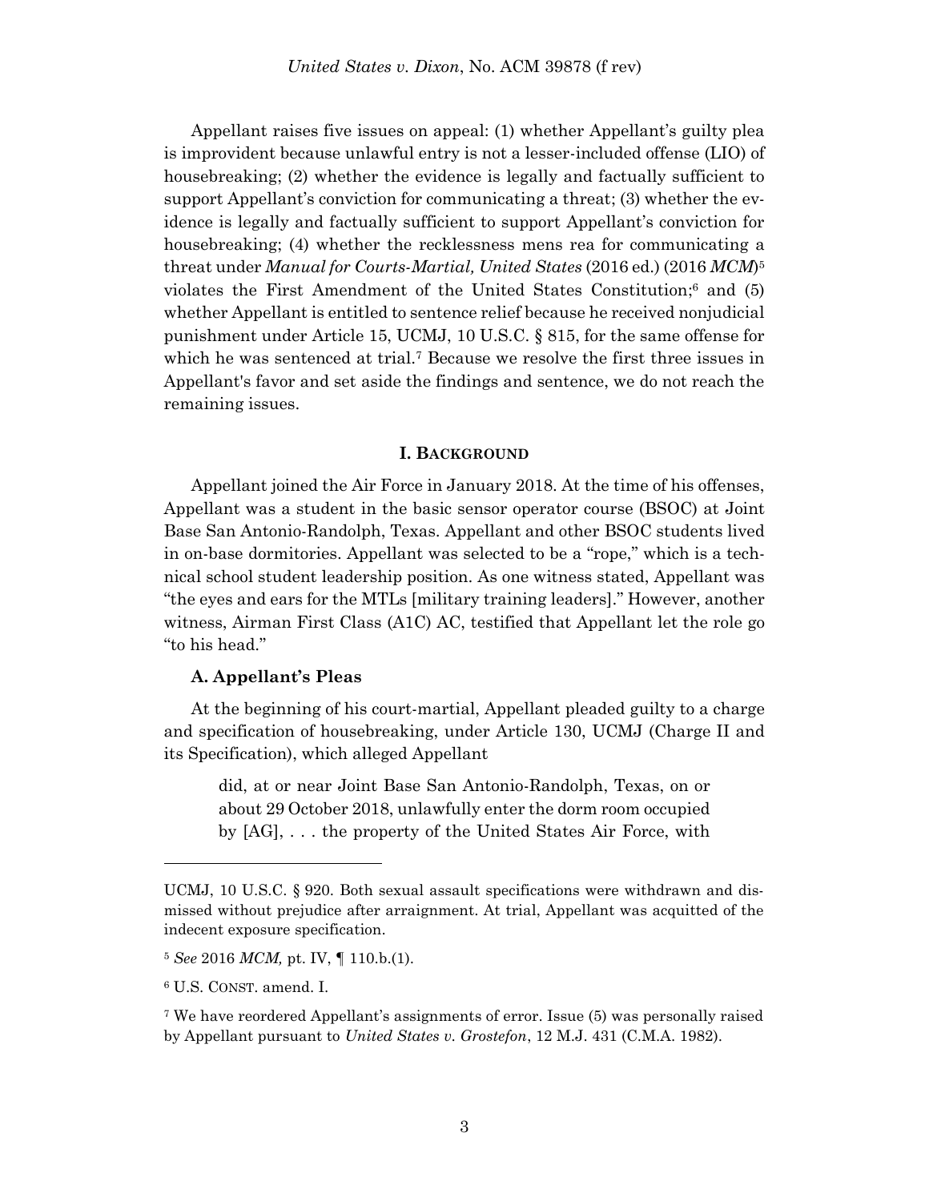Appellant raises five issues on appeal: (1) whether Appellant's guilty plea is improvident because unlawful entry is not a lesser-included offense (LIO) of housebreaking; (2) whether the evidence is legally and factually sufficient to support Appellant's conviction for communicating a threat; (3) whether the evidence is legally and factually sufficient to support Appellant's conviction for housebreaking; (4) whether the recklessness mens rea for communicating a threat under *Manual for Courts-Martial, United States* (2016 ed.) (2016 *MCM*)[5] violates the First Amendment of the United States Constitution;[6] and (5) whether Appellant is entitled to sentence relief because he received nonjudicial punishment under Article 15, UCMJ, 10 U.S.C. § 815, for the same offense for which he was sentenced at trial.[7] Because we resolve the first three issues in Appellant's favor and set aside the findings and sentence, we do not reach the remaining issues.

## I. BACKGROUND

Appellant joined the Air Force in January 2018. At the time of his offenses, Appellant was a student in the basic sensor operator course (BSOC) at Joint Base San Antonio-Randolph, Texas. Appellant and other BSOC students lived in on-base dormitories. Appellant was selected to be a "rope," which is a technical school student leadership position. As one witness stated, Appellant was "the eyes and ears for the MTLs [military training leaders]." However, another witness, Airman First Class (A1C) AC, testified that Appellant let the role go "to his head."

### A. Appellant's Pleas

At the beginning of his court-martial, Appellant pleaded guilty to a charge and specification of housebreaking, under Article 130, UCMJ (Charge II and its Specification), which alleged Appellant

> did, at or near Joint Base San Antonio-Randolph, Texas, on or about 29 October 2018, unlawfully enter the dorm room occupied by [AG], . . . the property of the United States Air Force, with

---

UCMJ, 10 U.S.C. § 920. Both sexual assault specifications were withdrawn and dismissed without prejudice after arraignment. At trial, Appellant was acquitted of the indecent exposure specification.

[5] *See* 2016 *MCM,* pt. IV, ¶ 110.b.(1).

[6] U.S. CONST. amend. I.

[7] We have reordered Appellant's assignments of error. Issue (5) was personally raised by Appellant pursuant to *United States v. Grostefon*, 12 M.J. 431 (C.M.A. 1982).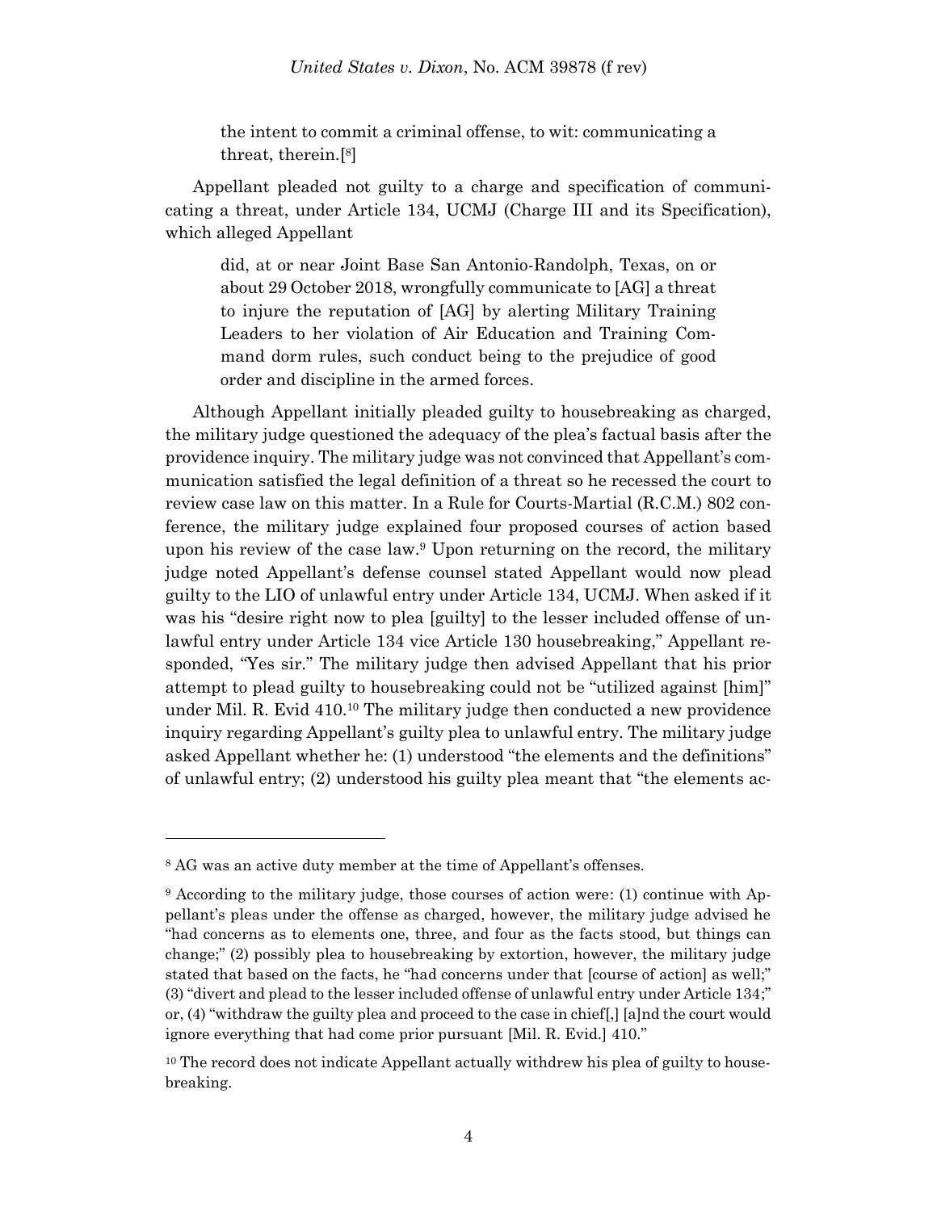> the intent to commit a criminal offense, to wit: communicating a threat, therein.[8]

Appellant pleaded not guilty to a charge and specification of communicating a threat, under Article 134, UCMJ (Charge III and its Specification), which alleged Appellant

> did, at or near Joint Base San Antonio-Randolph, Texas, on or about 29 October 2018, wrongfully communicate to [AG] a threat to injure the reputation of [AG] by alerting Military Training Leaders to her violation of Air Education and Training Command dorm rules, such conduct being to the prejudice of good order and discipline in the armed forces.

Although Appellant initially pleaded guilty to housebreaking as charged, the military judge questioned the adequacy of the plea's factual basis after the providence inquiry. The military judge was not convinced that Appellant's communication satisfied the legal definition of a threat so he recessed the court to review case law on this matter. In a Rule for Courts-Martial (R.C.M.) 802 conference, the military judge explained four proposed courses of action based upon his review of the case law.[9] Upon returning on the record, the military judge noted Appellant's defense counsel stated Appellant would now plead guilty to the LIO of unlawful entry under Article 134, UCMJ. When asked if it was his "desire right now to plea [guilty] to the lesser included offense of unlawful entry under Article 134 vice Article 130 housebreaking," Appellant responded, "Yes sir." The military judge then advised Appellant that his prior attempt to plead guilty to housebreaking could not be "utilized against [him]" under Mil. R. Evid 410.[10] The military judge then conducted a new providence inquiry regarding Appellant's guilty plea to unlawful entry. The military judge asked Appellant whether he: (1) understood "the elements and the definitions" of unlawful entry; (2) understood his guilty plea meant that "the elements ac-

---

[8] AG was an active duty member at the time of Appellant's offenses.

[9] According to the military judge, those courses of action were: (1) continue with Appellant's pleas under the offense as charged, however, the military judge advised he "had concerns as to elements one, three, and four as the facts stood, but things can change;" (2) possibly plea to housebreaking by extortion, however, the military judge stated that based on the facts, he "had concerns under that [course of action] as well;" (3) "divert and plead to the lesser included offense of unlawful entry under Article 134;" or, (4) "withdraw the guilty plea and proceed to the case in chief[,] [a]nd the court would ignore everything that had come prior pursuant [Mil. R. Evid.] 410."

[10] The record does not indicate Appellant actually withdrew his plea of guilty to housebreaking.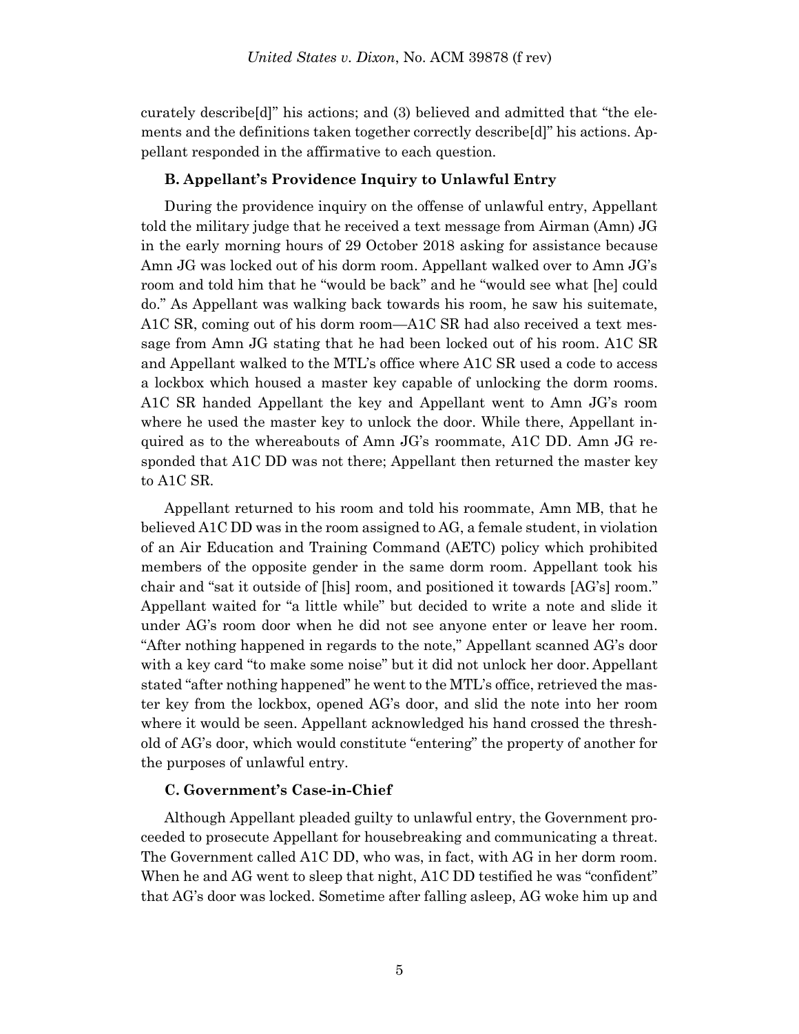curately describe[d]" his actions; and (3) believed and admitted that "the elements and the definitions taken together correctly describe[d]" his actions. Appellant responded in the affirmative to each question.

### B. Appellant's Providence Inquiry to Unlawful Entry

During the providence inquiry on the offense of unlawful entry, Appellant told the military judge that he received a text message from Airman (Amn) JG in the early morning hours of 29 October 2018 asking for assistance because Amn JG was locked out of his dorm room. Appellant walked over to Amn JG's room and told him that he "would be back" and he "would see what [he] could do." As Appellant was walking back towards his room, he saw his suitemate, A1C SR, coming out of his dorm room—A1C SR had also received a text message from Amn JG stating that he had been locked out of his room. A1C SR and Appellant walked to the MTL's office where A1C SR used a code to access a lockbox which housed a master key capable of unlocking the dorm rooms. A1C SR handed Appellant the key and Appellant went to Amn JG's room where he used the master key to unlock the door. While there, Appellant inquired as to the whereabouts of Amn JG's roommate, A1C DD. Amn JG responded that A1C DD was not there; Appellant then returned the master key to A1C SR.

Appellant returned to his room and told his roommate, Amn MB, that he believed A1C DD was in the room assigned to AG, a female student, in violation of an Air Education and Training Command (AETC) policy which prohibited members of the opposite gender in the same dorm room. Appellant took his chair and "sat it outside of [his] room, and positioned it towards [AG's] room." Appellant waited for "a little while" but decided to write a note and slide it under AG's room door when he did not see anyone enter or leave her room. "After nothing happened in regards to the note," Appellant scanned AG's door with a key card "to make some noise" but it did not unlock her door. Appellant stated "after nothing happened" he went to the MTL's office, retrieved the master key from the lockbox, opened AG's door, and slid the note into her room where it would be seen. Appellant acknowledged his hand crossed the threshold of AG's door, which would constitute "entering" the property of another for the purposes of unlawful entry.

### C. Government's Case-in-Chief

Although Appellant pleaded guilty to unlawful entry, the Government proceeded to prosecute Appellant for housebreaking and communicating a threat. The Government called A1C DD, who was, in fact, with AG in her dorm room. When he and AG went to sleep that night, A1C DD testified he was "confident" that AG's door was locked. Sometime after falling asleep, AG woke him up and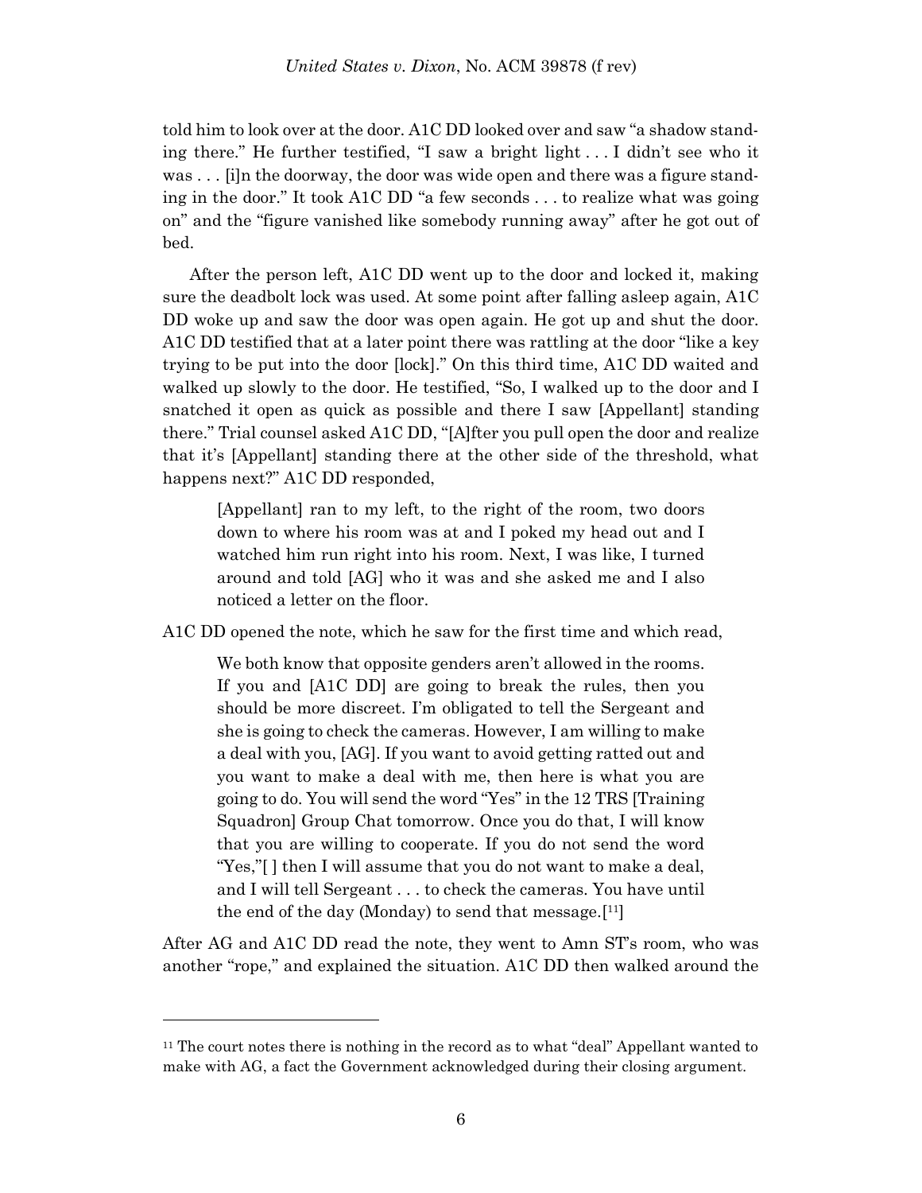told him to look over at the door. A1C DD looked over and saw "a shadow standing there." He further testified, "I saw a bright light . . . I didn't see who it was . . . [i]n the doorway, the door was wide open and there was a figure standing in the door." It took A1C DD "a few seconds . . . to realize what was going on" and the "figure vanished like somebody running away" after he got out of bed.

After the person left, A1C DD went up to the door and locked it, making sure the deadbolt lock was used. At some point after falling asleep again, A1C DD woke up and saw the door was open again. He got up and shut the door. A1C DD testified that at a later point there was rattling at the door "like a key trying to be put into the door [lock]." On this third time, A1C DD waited and walked up slowly to the door. He testified, "So, I walked up to the door and I snatched it open as quick as possible and there I saw [Appellant] standing there." Trial counsel asked A1C DD, "[A]fter you pull open the door and realize that it's [Appellant] standing there at the other side of the threshold, what happens next?" A1C DD responded,

> [Appellant] ran to my left, to the right of the room, two doors down to where his room was at and I poked my head out and I watched him run right into his room. Next, I was like, I turned around and told [AG] who it was and she asked me and I also noticed a letter on the floor.

A1C DD opened the note, which he saw for the first time and which read,

> We both know that opposite genders aren't allowed in the rooms. If you and [A1C DD] are going to break the rules, then you should be more discreet. I'm obligated to tell the Sergeant and she is going to check the cameras. However, I am willing to make a deal with you, [AG]. If you want to avoid getting ratted out and you want to make a deal with me, then here is what you are going to do. You will send the word "Yes" in the 12 TRS [Training Squadron] Group Chat tomorrow. Once you do that, I will know that you are willing to cooperate. If you do not send the word "Yes,"[ ] then I will assume that you do not want to make a deal, and I will tell Sergeant . . . to check the cameras. You have until the end of the day (Monday) to send that message.[11]

After AG and A1C DD read the note, they went to Amn ST's room, who was another "rope," and explained the situation. A1C DD then walked around the

[11] The court notes there is nothing in the record as to what "deal" Appellant wanted to make with AG, a fact the Government acknowledged during their closing argument.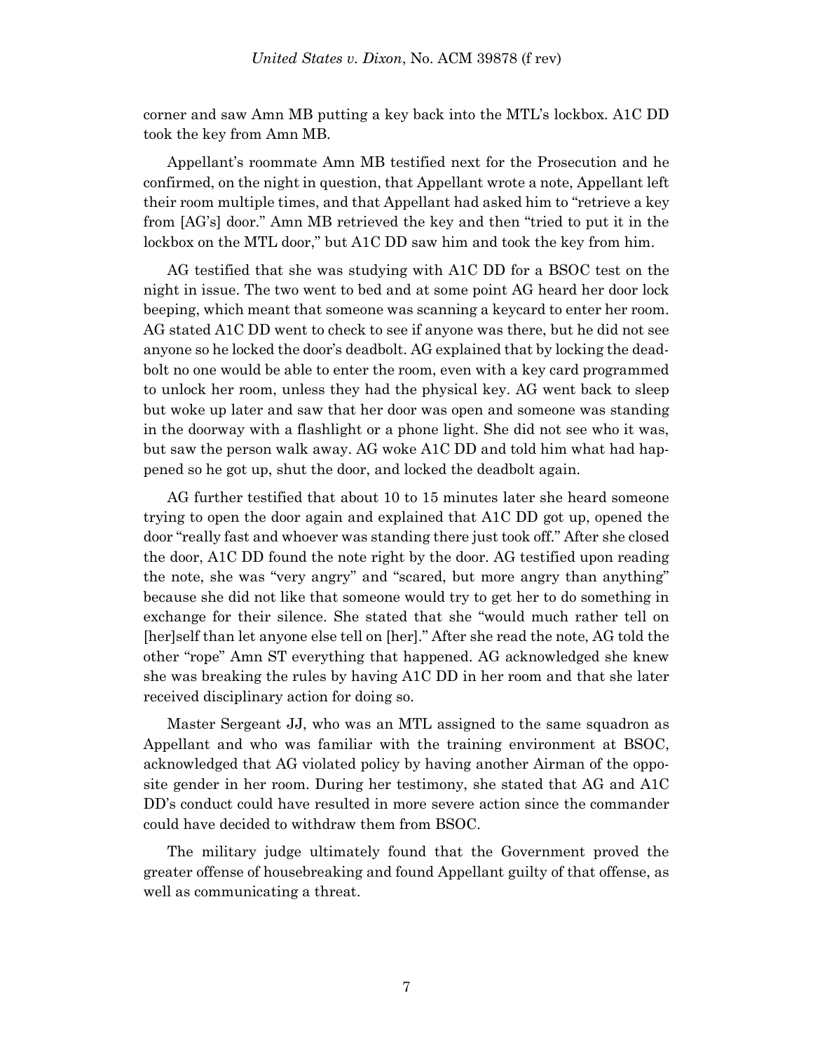corner and saw Amn MB putting a key back into the MTL's lockbox. A1C DD took the key from Amn MB.

Appellant's roommate Amn MB testified next for the Prosecution and he confirmed, on the night in question, that Appellant wrote a note, Appellant left their room multiple times, and that Appellant had asked him to "retrieve a key from [AG's] door." Amn MB retrieved the key and then "tried to put it in the lockbox on the MTL door," but A1C DD saw him and took the key from him.

AG testified that she was studying with A1C DD for a BSOC test on the night in issue. The two went to bed and at some point AG heard her door lock beeping, which meant that someone was scanning a keycard to enter her room. AG stated A1C DD went to check to see if anyone was there, but he did not see anyone so he locked the door's deadbolt. AG explained that by locking the deadbolt no one would be able to enter the room, even with a key card programmed to unlock her room, unless they had the physical key. AG went back to sleep but woke up later and saw that her door was open and someone was standing in the doorway with a flashlight or a phone light. She did not see who it was, but saw the person walk away. AG woke A1C DD and told him what had happened so he got up, shut the door, and locked the deadbolt again.

AG further testified that about 10 to 15 minutes later she heard someone trying to open the door again and explained that A1C DD got up, opened the door "really fast and whoever was standing there just took off." After she closed the door, A1C DD found the note right by the door. AG testified upon reading the note, she was "very angry" and "scared, but more angry than anything" because she did not like that someone would try to get her to do something in exchange for their silence. She stated that she "would much rather tell on [her]self than let anyone else tell on [her]." After she read the note, AG told the other "rope" Amn ST everything that happened. AG acknowledged she knew she was breaking the rules by having A1C DD in her room and that she later received disciplinary action for doing so.

Master Sergeant JJ, who was an MTL assigned to the same squadron as Appellant and who was familiar with the training environment at BSOC, acknowledged that AG violated policy by having another Airman of the opposite gender in her room. During her testimony, she stated that AG and A1C DD's conduct could have resulted in more severe action since the commander could have decided to withdraw them from BSOC.

The military judge ultimately found that the Government proved the greater offense of housebreaking and found Appellant guilty of that offense, as well as communicating a threat.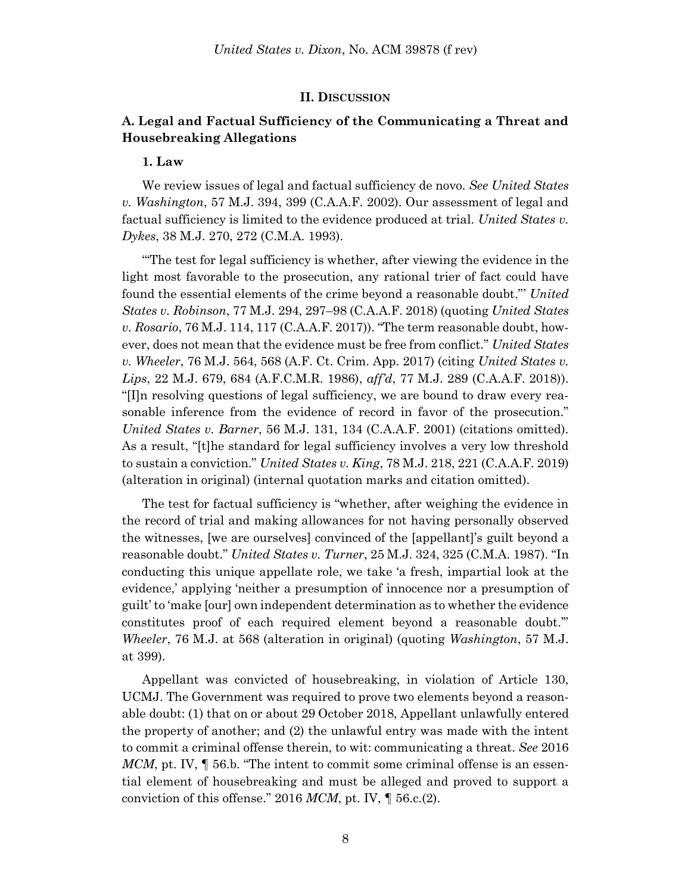## II. DISCUSSION

### A. Legal and Factual Sufficiency of the Communicating a Threat and Housebreaking Allegations

#### 1. Law

We review issues of legal and factual sufficiency de novo. *See United States v. Washington*, 57 M.J. 394, 399 (C.A.A.F. 2002). Our assessment of legal and factual sufficiency is limited to the evidence produced at trial. *United States v. Dykes*, 38 M.J. 270, 272 (C.M.A. 1993).

"'The test for legal sufficiency is whether, after viewing the evidence in the light most favorable to the prosecution, any rational trier of fact could have found the essential elements of the crime beyond a reasonable doubt.'" *United States v. Robinson*, 77 M.J. 294, 297–98 (C.A.A.F. 2018) (quoting *United States v. Rosario*, 76 M.J. 114, 117 (C.A.A.F. 2017)). "The term reasonable doubt, however, does not mean that the evidence must be free from conflict." *United States v. Wheeler*, 76 M.J. 564, 568 (A.F. Ct. Crim. App. 2017) (citing *United States v. Lips*, 22 M.J. 679, 684 (A.F.C.M.R. 1986), *aff'd*, 77 M.J. 289 (C.A.A.F. 2018)). "[I]n resolving questions of legal sufficiency, we are bound to draw every reasonable inference from the evidence of record in favor of the prosecution." *United States v. Barner*, 56 M.J. 131, 134 (C.A.A.F. 2001) (citations omitted). As a result, "[t]he standard for legal sufficiency involves a very low threshold to sustain a conviction." *United States v. King*, 78 M.J. 218, 221 (C.A.A.F. 2019) (alteration in original) (internal quotation marks and citation omitted).

The test for factual sufficiency is "whether, after weighing the evidence in the record of trial and making allowances for not having personally observed the witnesses, [we are ourselves] convinced of the [appellant]'s guilt beyond a reasonable doubt." *United States v. Turner*, 25 M.J. 324, 325 (C.M.A. 1987). "In conducting this unique appellate role, we take 'a fresh, impartial look at the evidence,' applying 'neither a presumption of innocence nor a presumption of guilt' to 'make [our] own independent determination as to whether the evidence constitutes proof of each required element beyond a reasonable doubt.'" *Wheeler*, 76 M.J. at 568 (alteration in original) (quoting *Washington*, 57 M.J. at 399).

Appellant was convicted of housebreaking, in violation of Article 130, UCMJ. The Government was required to prove two elements beyond a reasonable doubt: (1) that on or about 29 October 2018, Appellant unlawfully entered the property of another; and (2) the unlawful entry was made with the intent to commit a criminal offense therein, to wit: communicating a threat. *See* 2016 *MCM*, pt. IV, ¶ 56.b. "The intent to commit some criminal offense is an essential element of housebreaking and must be alleged and proved to support a conviction of this offense." 2016 *MCM*, pt. IV, ¶ 56.c.(2).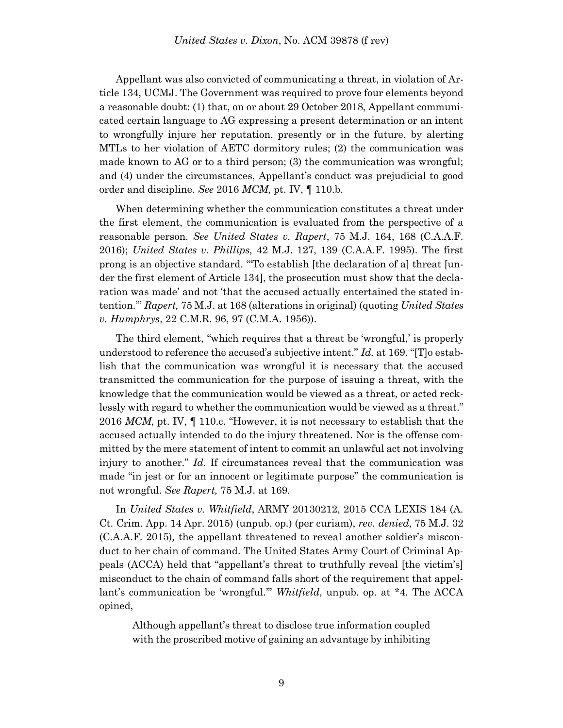Appellant was also convicted of communicating a threat, in violation of Article 134, UCMJ. The Government was required to prove four elements beyond a reasonable doubt: (1) that, on or about 29 October 2018, Appellant communicated certain language to AG expressing a present determination or an intent to wrongfully injure her reputation, presently or in the future, by alerting MTLs to her violation of AETC dormitory rules; (2) the communication was made known to AG or to a third person; (3) the communication was wrongful; and (4) under the circumstances, Appellant's conduct was prejudicial to good order and discipline. *See* 2016 *MCM*, pt. IV, ¶ 110.b.

When determining whether the communication constitutes a threat under the first element, the communication is evaluated from the perspective of a reasonable person. *See United States v. Rapert*, 75 M.J. 164, 168 (C.A.A.F. 2016); *United States v. Phillips,* 42 M.J. 127, 139 (C.A.A.F. 1995). The first prong is an objective standard. "'To establish [the declaration of a] threat [under the first element of Article 134], the prosecution must show that the declaration was made' and not 'that the accused actually entertained the stated intention.'" *Rapert,* 75 M.J. at 168 (alterations in original) (quoting *United States v. Humphrys*, 22 C.M.R. 96, 97 (C.M.A. 1956)).

The third element, "which requires that a threat be 'wrongful,' is properly understood to reference the accused's subjective intent." *Id.* at 169. "[T]o establish that the communication was wrongful it is necessary that the accused transmitted the communication for the purpose of issuing a threat, with the knowledge that the communication would be viewed as a threat, or acted recklessly with regard to whether the communication would be viewed as a threat." 2016 *MCM*, pt. IV, ¶ 110.c. "However, it is not necessary to establish that the accused actually intended to do the injury threatened. Nor is the offense committed by the mere statement of intent to commit an unlawful act not involving injury to another." *Id.* If circumstances reveal that the communication was made "in jest or for an innocent or legitimate purpose" the communication is not wrongful. *See Rapert,* 75 M.J. at 169.

In *United States v. Whitfield*, ARMY 20130212, 2015 CCA LEXIS 184 (A. Ct. Crim. App. 14 Apr. 2015) (unpub. op.) (per curiam), *rev. denied*, 75 M.J. 32 (C.A.A.F. 2015)*,* the appellant threatened to reveal another soldier's misconduct to her chain of command. The United States Army Court of Criminal Appeals (ACCA) held that "appellant's threat to truthfully reveal [the victim's] misconduct to the chain of command falls short of the requirement that appellant's communication be 'wrongful.'" *Whitfield*, unpub. op. at \*4. The ACCA opined,

> Although appellant's threat to disclose true information coupled with the proscribed motive of gaining an advantage by inhibiting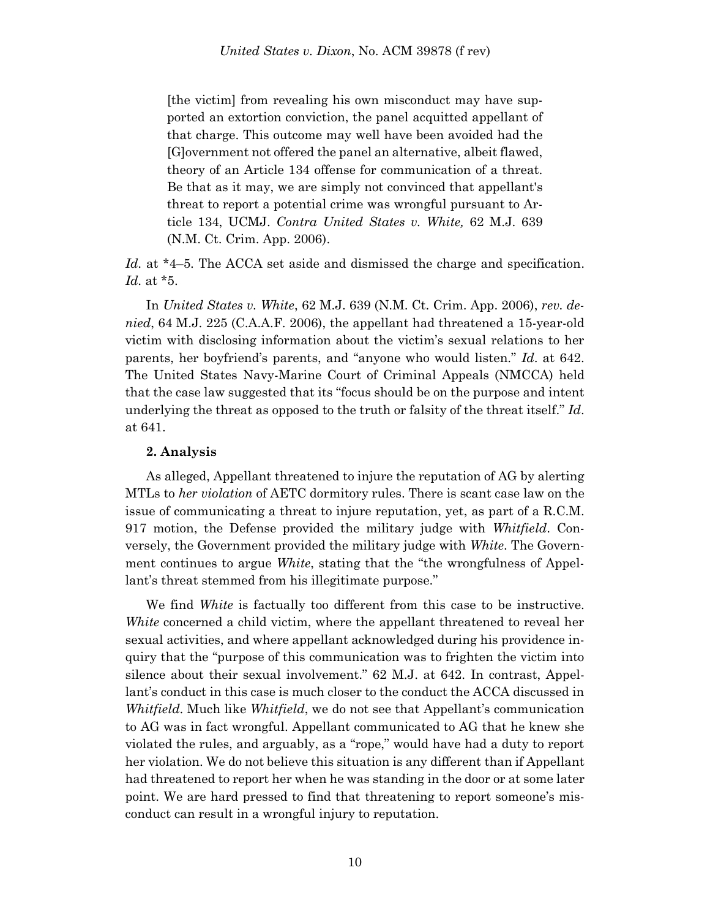> [the victim] from revealing his own misconduct may have supported an extortion conviction, the panel acquitted appellant of that charge. This outcome may well have been avoided had the [G]overnment not offered the panel an alternative, albeit flawed, theory of an Article 134 offense for communication of a threat. Be that as it may, we are simply not convinced that appellant's threat to report a potential crime was wrongful pursuant to Article 134, UCMJ. *Contra United States v. White,* 62 M.J. 639 (N.M. Ct. Crim. App. 2006).

*Id.* at \*4–5. The ACCA set aside and dismissed the charge and specification. *Id.* at \*5.

In *United States v. White*, 62 M.J. 639 (N.M. Ct. Crim. App. 2006), *rev. denied*, 64 M.J. 225 (C.A.A.F. 2006), the appellant had threatened a 15-year-old victim with disclosing information about the victim's sexual relations to her parents, her boyfriend's parents, and "anyone who would listen." *Id*. at 642. The United States Navy-Marine Court of Criminal Appeals (NMCCA) held that the case law suggested that its "focus should be on the purpose and intent underlying the threat as opposed to the truth or falsity of the threat itself." *Id*. at 641.

**2. Analysis**

As alleged, Appellant threatened to injure the reputation of AG by alerting MTLs to *her violation* of AETC dormitory rules. There is scant case law on the issue of communicating a threat to injure reputation, yet, as part of a R.C.M. 917 motion, the Defense provided the military judge with *Whitfield*. Conversely, the Government provided the military judge with *White*. The Government continues to argue *White*, stating that the "the wrongfulness of Appellant's threat stemmed from his illegitimate purpose."

We find *White* is factually too different from this case to be instructive. *White* concerned a child victim, where the appellant threatened to reveal her sexual activities, and where appellant acknowledged during his providence inquiry that the "purpose of this communication was to frighten the victim into silence about their sexual involvement." 62 M.J. at 642. In contrast, Appellant's conduct in this case is much closer to the conduct the ACCA discussed in *Whitfield*. Much like *Whitfield*, we do not see that Appellant's communication to AG was in fact wrongful. Appellant communicated to AG that he knew she violated the rules, and arguably, as a "rope," would have had a duty to report her violation. We do not believe this situation is any different than if Appellant had threatened to report her when he was standing in the door or at some later point. We are hard pressed to find that threatening to report someone's misconduct can result in a wrongful injury to reputation.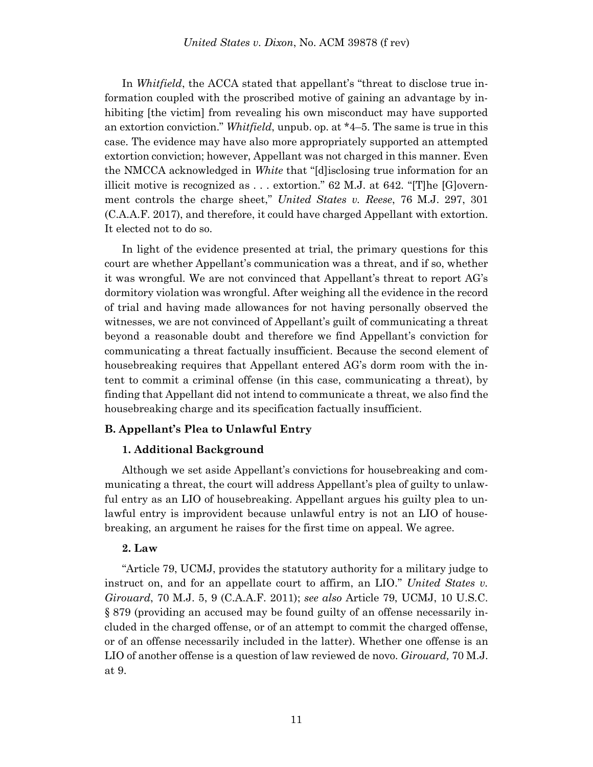In *Whitfield*, the ACCA stated that appellant's "threat to disclose true information coupled with the proscribed motive of gaining an advantage by inhibiting [the victim] from revealing his own misconduct may have supported an extortion conviction." *Whitfield*, unpub. op. at *4–5. The same is true in this case. The evidence may have also more appropriately supported an attempted extortion conviction; however, Appellant was not charged in this manner. Even the NMCCA acknowledged in *White* that "[d]isclosing true information for an illicit motive is recognized as . . . extortion." 62 M.J. at 642. "[T]he [G]overnment controls the charge sheet," *United States v. Reese*, 76 M.J. 297, 301 (C.A.A.F. 2017), and therefore, it could have charged Appellant with extortion. It elected not to do so.

In light of the evidence presented at trial, the primary questions for this court are whether Appellant's communication was a threat, and if so, whether it was wrongful. We are not convinced that Appellant's threat to report AG's dormitory violation was wrongful. After weighing all the evidence in the record of trial and having made allowances for not having personally observed the witnesses, we are not convinced of Appellant's guilt of communicating a threat beyond a reasonable doubt and therefore we find Appellant's conviction for communicating a threat factually insufficient. Because the second element of housebreaking requires that Appellant entered AG's dorm room with the intent to commit a criminal offense (in this case, communicating a threat), by finding that Appellant did not intend to communicate a threat, we also find the housebreaking charge and its specification factually insufficient.

### B. Appellant's Plea to Unlawful Entry

#### 1. Additional Background

Although we set aside Appellant's convictions for housebreaking and communicating a threat, the court will address Appellant's plea of guilty to unlawful entry as an LIO of housebreaking. Appellant argues his guilty plea to unlawful entry is improvident because unlawful entry is not an LIO of housebreaking, an argument he raises for the first time on appeal. We agree.

#### 2. Law

"Article 79, UCMJ, provides the statutory authority for a military judge to instruct on, and for an appellate court to affirm, an LIO." *United States v. Girouard*, 70 M.J. 5, 9 (C.A.A.F. 2011); *see also* Article 79, UCMJ, 10 U.S.C. § 879 (providing an accused may be found guilty of an offense necessarily included in the charged offense, or of an attempt to commit the charged offense, or of an offense necessarily included in the latter). Whether one offense is an LIO of another offense is a question of law reviewed de novo. *Girouard,* 70 M.J. at 9.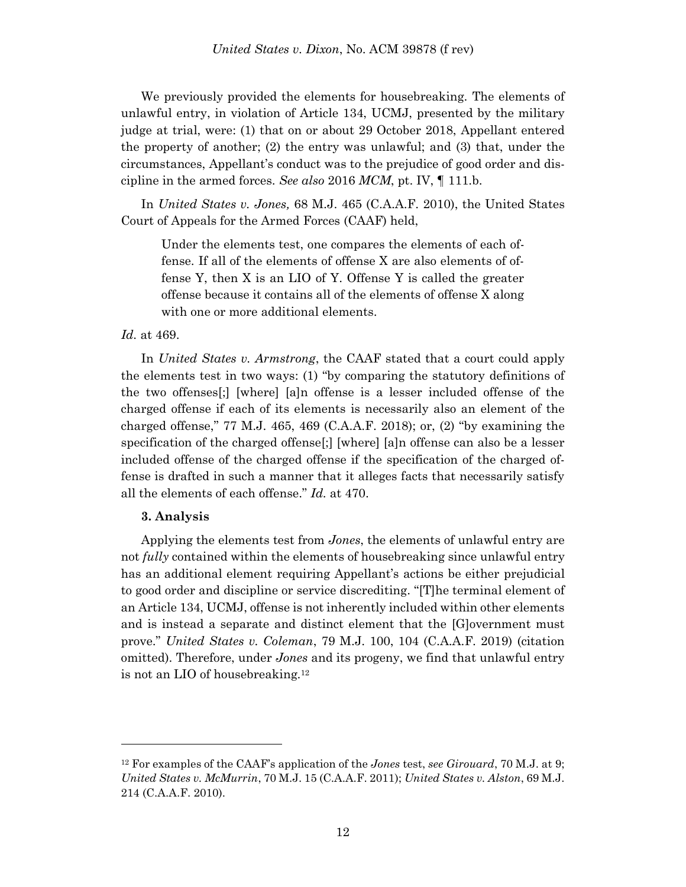We previously provided the elements for housebreaking. The elements of unlawful entry, in violation of Article 134, UCMJ, presented by the military judge at trial, were: (1) that on or about 29 October 2018, Appellant entered the property of another; (2) the entry was unlawful; and (3) that, under the circumstances, Appellant's conduct was to the prejudice of good order and discipline in the armed forces. *See also* 2016 *MCM*, pt. IV, ¶ 111.b.

In *United States v. Jones,* 68 M.J. 465 (C.A.A.F. 2010), the United States Court of Appeals for the Armed Forces (CAAF) held,

> Under the elements test, one compares the elements of each offense. If all of the elements of offense X are also elements of offense Y, then X is an LIO of Y. Offense Y is called the greater offense because it contains all of the elements of offense X along with one or more additional elements.

*Id.* at 469.

In *United States v. Armstrong*, the CAAF stated that a court could apply the elements test in two ways: (1) "by comparing the statutory definitions of the two offenses[;] [where] [a]n offense is a lesser included offense of the charged offense if each of its elements is necessarily also an element of the charged offense," 77 M.J. 465, 469 (C.A.A.F. 2018); or, (2) "by examining the specification of the charged offense[;] [where] [a]n offense can also be a lesser included offense of the charged offense if the specification of the charged offense is drafted in such a manner that it alleges facts that necessarily satisfy all the elements of each offense." *Id.* at 470.

**3. Analysis**

Applying the elements test from *Jones*, the elements of unlawful entry are not *fully* contained within the elements of housebreaking since unlawful entry has an additional element requiring Appellant's actions be either prejudicial to good order and discipline or service discrediting. "[T]he terminal element of an Article 134, UCMJ, offense is not inherently included within other elements and is instead a separate and distinct element that the [G]overnment must prove." *United States v. Coleman*, 79 M.J. 100, 104 (C.A.A.F. 2019) (citation omitted). Therefore, under *Jones* and its progeny, we find that unlawful entry is not an LIO of housebreaking.[12]

---

[12] For examples of the CAAF's application of the *Jones* test, *see Girouard*, 70 M.J. at 9; *United States v. McMurrin*, 70 M.J. 15 (C.A.A.F. 2011); *United States v. Alston*, 69 M.J. 214 (C.A.A.F. 2010).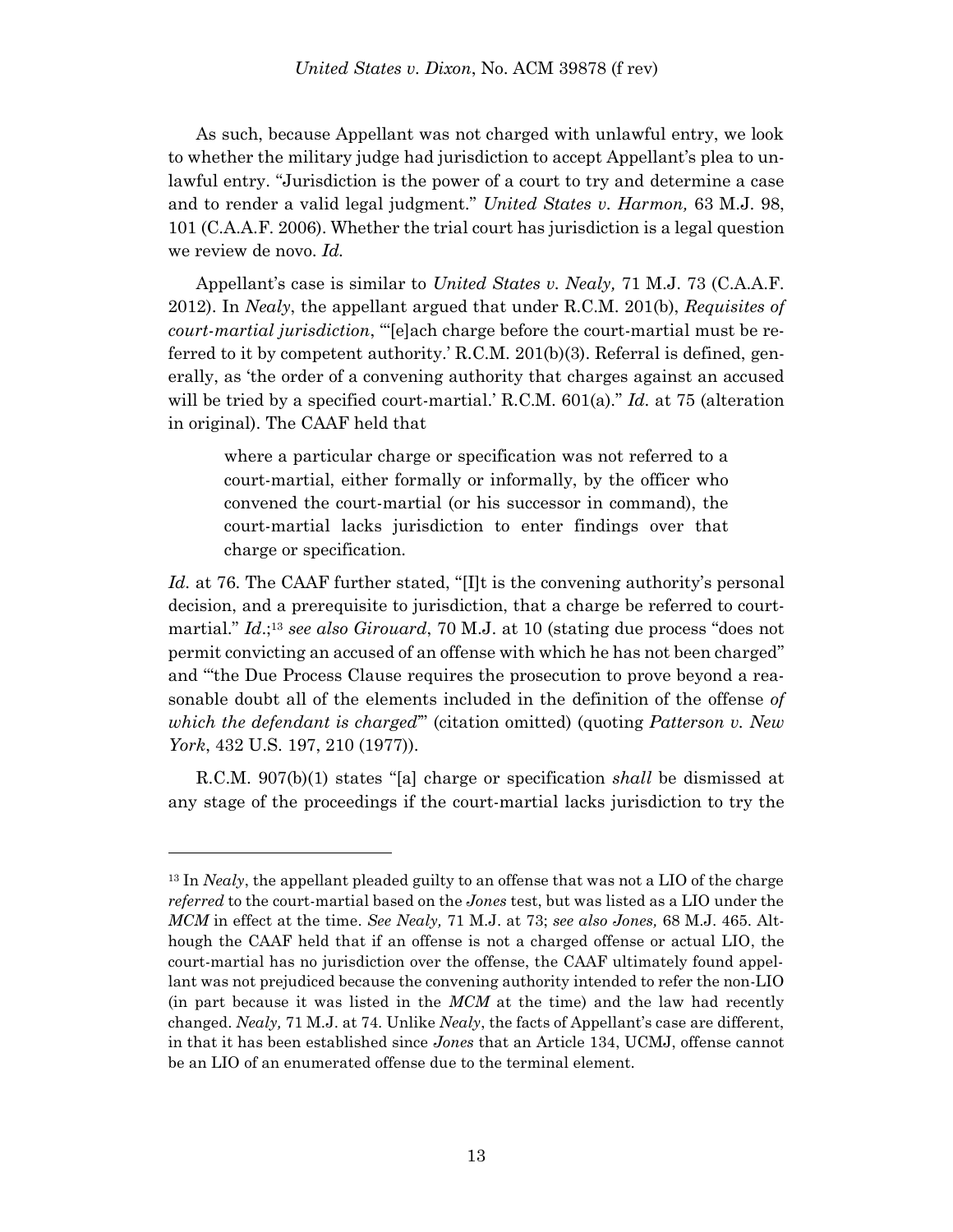As such, because Appellant was not charged with unlawful entry, we look to whether the military judge had jurisdiction to accept Appellant's plea to unlawful entry. "Jurisdiction is the power of a court to try and determine a case and to render a valid legal judgment." *United States v. Harmon,* 63 M.J. 98, 101 (C.A.A.F. 2006). Whether the trial court has jurisdiction is a legal question we review de novo. *Id.*

Appellant's case is similar to *United States v. Nealy,* 71 M.J. 73 (C.A.A.F. 2012). In *Nealy*, the appellant argued that under R.C.M. 201(b), *Requisites of court-martial jurisdiction*, "'[e]ach charge before the court-martial must be referred to it by competent authority.' R.C.M. 201(b)(3). Referral is defined, generally, as 'the order of a convening authority that charges against an accused will be tried by a specified court-martial.' R.C.M. 601(a)." *Id.* at 75 (alteration in original). The CAAF held that

> where a particular charge or specification was not referred to a court-martial, either formally or informally, by the officer who convened the court-martial (or his successor in command), the court-martial lacks jurisdiction to enter findings over that charge or specification.

*Id.* at 76. The CAAF further stated, "[I]t is the convening authority's personal decision, and a prerequisite to jurisdiction, that a charge be referred to court-martial." *Id.*;[13] *see also Girouard*, 70 M.J. at 10 (stating due process "does not permit convicting an accused of an offense with which he has not been charged" and "'the Due Process Clause requires the prosecution to prove beyond a reasonable doubt all of the elements included in the definition of the offense *of which the defendant is charged*'" (citation omitted) (quoting *Patterson v. New York*, 432 U.S. 197, 210 (1977)).

R.C.M. 907(b)(1) states "[a] charge or specification *shall* be dismissed at any stage of the proceedings if the court-martial lacks jurisdiction to try the

---

[13] In *Nealy*, the appellant pleaded guilty to an offense that was not a LIO of the charge *referred* to the court-martial based on the *Jones* test, but was listed as a LIO under the *MCM* in effect at the time. *See Nealy,* 71 M.J. at 73; *see also Jones,* 68 M.J. 465. Although the CAAF held that if an offense is not a charged offense or actual LIO, the court-martial has no jurisdiction over the offense, the CAAF ultimately found appellant was not prejudiced because the convening authority intended to refer the non-LIO (in part because it was listed in the *MCM* at the time) and the law had recently changed. *Nealy,* 71 M.J. at 74. Unlike *Nealy*, the facts of Appellant's case are different, in that it has been established since *Jones* that an Article 134, UCMJ, offense cannot be an LIO of an enumerated offense due to the terminal element.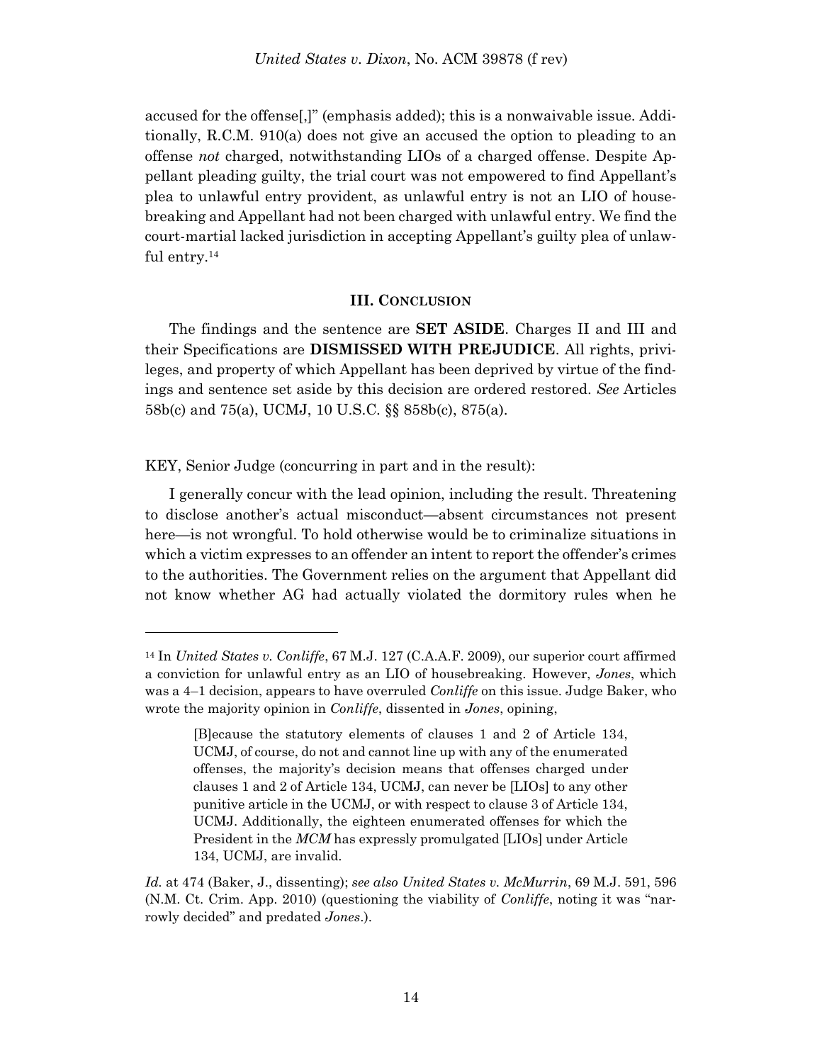accused for the offense[,]" (emphasis added); this is a nonwaivable issue. Additionally, R.C.M. 910(a) does not give an accused the option to pleading to an offense *not* charged, notwithstanding LIOs of a charged offense. Despite Appellant pleading guilty, the trial court was not empowered to find Appellant's plea to unlawful entry provident, as unlawful entry is not an LIO of housebreaking and Appellant had not been charged with unlawful entry. We find the court-martial lacked jurisdiction in accepting Appellant's guilty plea of unlawful entry.[14]

### III. Conclusion

The findings and the sentence are **SET ASIDE**. Charges II and III and their Specifications are **DISMISSED WITH PREJUDICE**. All rights, privileges, and property of which Appellant has been deprived by virtue of the findings and sentence set aside by this decision are ordered restored. *See* Articles 58b(c) and 75(a), UCMJ, 10 U.S.C. §§ 858b(c), 875(a).

KEY, Senior Judge (concurring in part and in the result):

I generally concur with the lead opinion, including the result. Threatening to disclose another's actual misconduct—absent circumstances not present here—is not wrongful. To hold otherwise would be to criminalize situations in which a victim expresses to an offender an intent to report the offender's crimes to the authorities. The Government relies on the argument that Appellant did not know whether AG had actually violated the dormitory rules when he

---

[14] In *United States v. Conliffe*, 67 M.J. 127 (C.A.A.F. 2009), our superior court affirmed a conviction for unlawful entry as an LIO of housebreaking. However, *Jones*, which was a 4–1 decision, appears to have overruled *Conliffe* on this issue. Judge Baker, who wrote the majority opinion in *Conliffe*, dissented in *Jones*, opining,

> [B]ecause the statutory elements of clauses 1 and 2 of Article 134, UCMJ, of course, do not and cannot line up with any of the enumerated offenses, the majority's decision means that offenses charged under clauses 1 and 2 of Article 134, UCMJ, can never be [LIOs] to any other punitive article in the UCMJ, or with respect to clause 3 of Article 134, UCMJ. Additionally, the eighteen enumerated offenses for which the President in the *MCM* has expressly promulgated [LIOs] under Article 134, UCMJ, are invalid.

*Id.* at 474 (Baker, J., dissenting); *see also United States v. McMurrin*, 69 M.J. 591, 596 (N.M. Ct. Crim. App. 2010) (questioning the viability of *Conliffe*, noting it was "narrowly decided" and predated *Jones*.).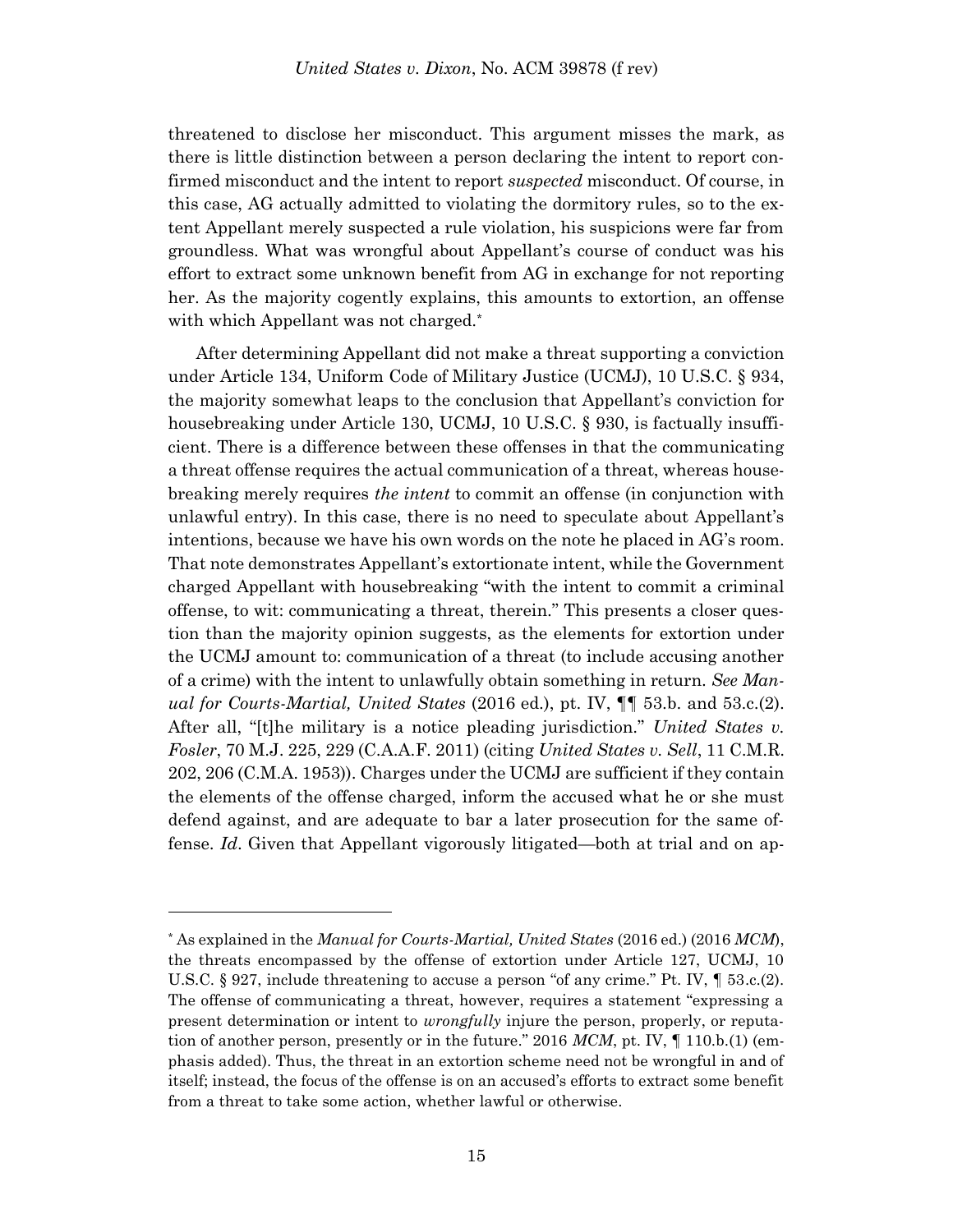threatened to disclose her misconduct. This argument misses the mark, as there is little distinction between a person declaring the intent to report confirmed misconduct and the intent to report *suspected* misconduct. Of course, in this case, AG actually admitted to violating the dormitory rules, so to the extent Appellant merely suspected a rule violation, his suspicions were far from groundless. What was wrongful about Appellant's course of conduct was his effort to extract some unknown benefit from AG in exchange for not reporting her. As the majority cogently explains, this amounts to extortion, an offense with which Appellant was not charged.*

After determining Appellant did not make a threat supporting a conviction under Article 134, Uniform Code of Military Justice (UCMJ), 10 U.S.C. § 934, the majority somewhat leaps to the conclusion that Appellant's conviction for housebreaking under Article 130, UCMJ, 10 U.S.C. § 930, is factually insufficient. There is a difference between these offenses in that the communicating a threat offense requires the actual communication of a threat, whereas housebreaking merely requires *the intent* to commit an offense (in conjunction with unlawful entry). In this case, there is no need to speculate about Appellant's intentions, because we have his own words on the note he placed in AG's room. That note demonstrates Appellant's extortionate intent, while the Government charged Appellant with housebreaking "with the intent to commit a criminal offense, to wit: communicating a threat, therein." This presents a closer question than the majority opinion suggests, as the elements for extortion under the UCMJ amount to: communication of a threat (to include accusing another of a crime) with the intent to unlawfully obtain something in return. *See Manual for Courts-Martial, United States* (2016 ed.), pt. IV, ¶¶ 53.b. and 53.c.(2). After all, "[t]he military is a notice pleading jurisdiction." *United States v. Fosler*, 70 M.J. 225, 229 (C.A.A.F. 2011) (citing *United States v. Sell*, 11 C.M.R. 202, 206 (C.M.A. 1953)). Charges under the UCMJ are sufficient if they contain the elements of the offense charged, inform the accused what he or she must defend against, and are adequate to bar a later prosecution for the same offense. *Id*. Given that Appellant vigorously litigated—both at trial and on ap-

---

\* As explained in the *Manual for Courts-Martial, United States* (2016 ed.) (2016 *MCM*), the threats encompassed by the offense of extortion under Article 127, UCMJ, 10 U.S.C. § 927, include threatening to accuse a person "of any crime." Pt. IV, ¶ 53.c.(2). The offense of communicating a threat, however, requires a statement "expressing a present determination or intent to *wrongfully* injure the person, properly, or reputation of another person, presently or in the future." 2016 *MCM*, pt. IV, ¶ 110.b.(1) (emphasis added). Thus, the threat in an extortion scheme need not be wrongful in and of itself; instead, the focus of the offense is on an accused's efforts to extract some benefit from a threat to take some action, whether lawful or otherwise.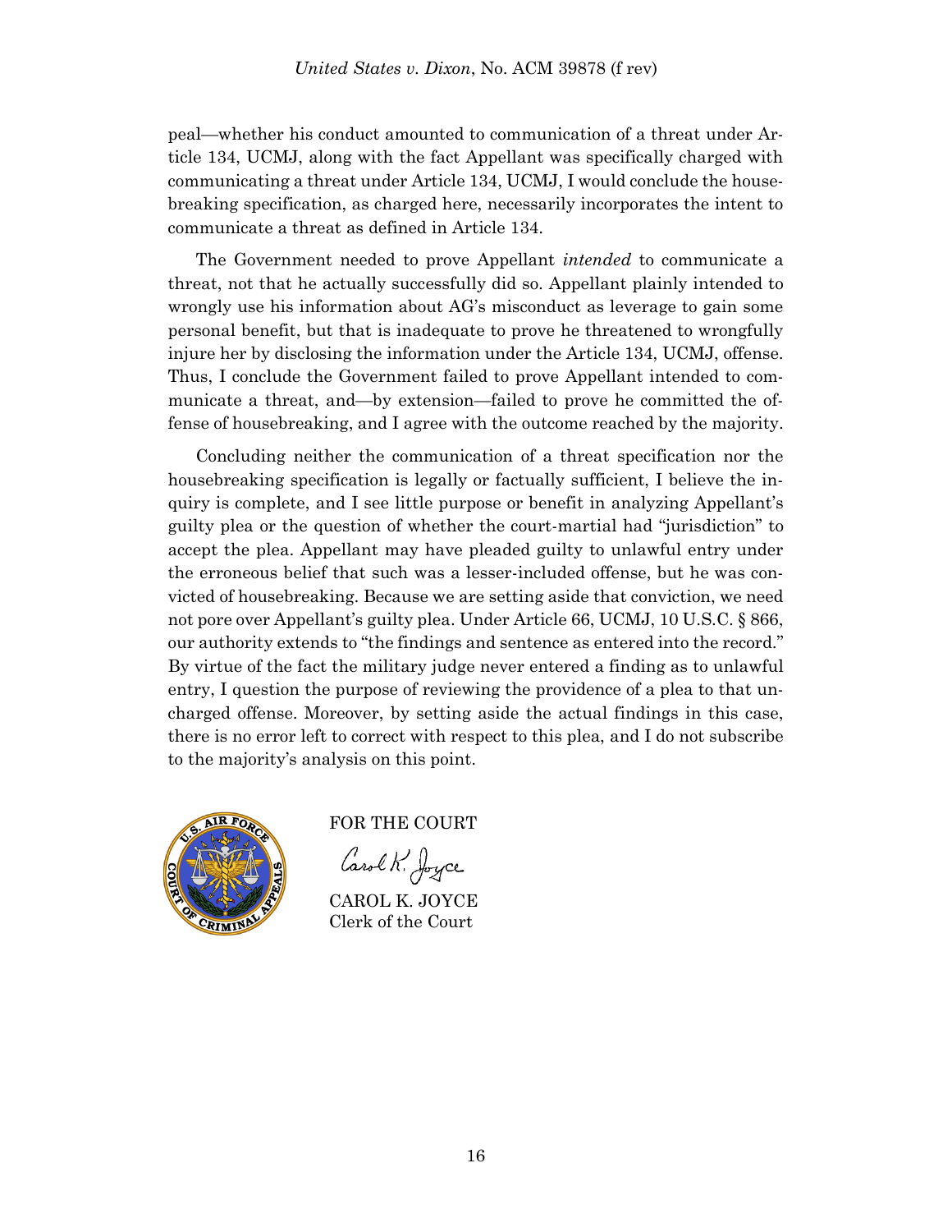peal—whether his conduct amounted to communication of a threat under Article 134, UCMJ, along with the fact Appellant was specifically charged with communicating a threat under Article 134, UCMJ, I would conclude the housebreaking specification, as charged here, necessarily incorporates the intent to communicate a threat as defined in Article 134.

The Government needed to prove Appellant *intended* to communicate a threat, not that he actually successfully did so. Appellant plainly intended to wrongly use his information about AG's misconduct as leverage to gain some personal benefit, but that is inadequate to prove he threatened to wrongfully injure her by disclosing the information under the Article 134, UCMJ, offense. Thus, I conclude the Government failed to prove Appellant intended to communicate a threat, and—by extension—failed to prove he committed the offense of housebreaking, and I agree with the outcome reached by the majority.

Concluding neither the communication of a threat specification nor the housebreaking specification is legally or factually sufficient, I believe the inquiry is complete, and I see little purpose or benefit in analyzing Appellant's guilty plea or the question of whether the court-martial had "jurisdiction" to accept the plea. Appellant may have pleaded guilty to unlawful entry under the erroneous belief that such was a lesser-included offense, but he was convicted of housebreaking. Because we are setting aside that conviction, we need not pore over Appellant's guilty plea. Under Article 66, UCMJ, 10 U.S.C. § 866, our authority extends to "the findings and sentence as entered into the record." By virtue of the fact the military judge never entered a finding as to unlawful entry, I question the purpose of reviewing the providence of a plea to that uncharged offense. Moreover, by setting aside the actual findings in this case, there is no error left to correct with respect to this plea, and I do not subscribe to the majority's analysis on this point.

FOR THE COURT

CAROL K. JOYCE
Clerk of the Court